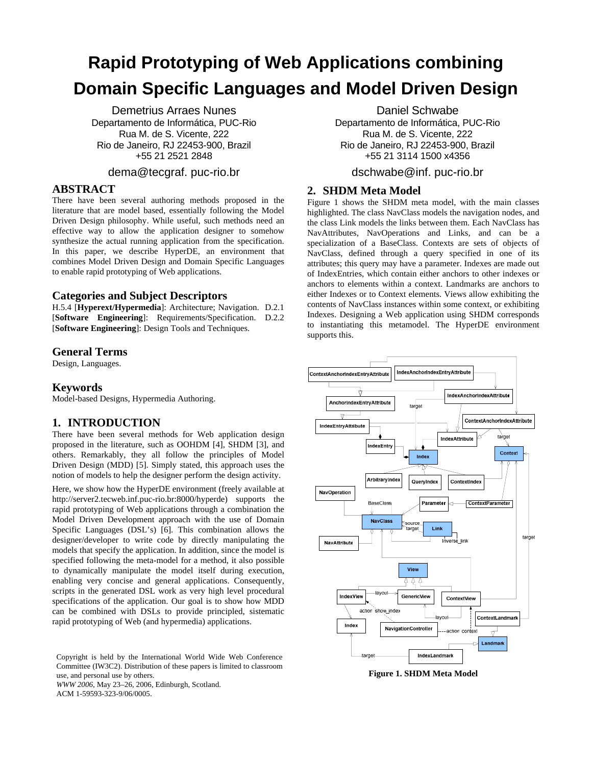# Rapid Prototyping of Web Applications combining Domain Specific Languages and Model Driven Design

Demetrius Arraes Nunes
Departamento de Informática, PUC-Rio
Rua M. de S. Vicente, 222
Rio de Janeiro, RJ 22453-900, Brazil
+55 21 2521 2848
dema@tecgraf. puc-rio.br

Daniel Schwabe
Departamento de Informática, PUC-Rio
Rua M. de S. Vicente, 222
Rio de Janeiro, RJ 22453-900, Brazil
+55 21 3114 1500 x4356
dschwabe@inf. puc-rio.br

## ABSTRACT

There have been several authoring methods proposed in the literature that are model based, essentially following the Model Driven Design philosophy. While useful, such methods need an effective way to allow the application designer to somehow synthesize the actual running application from the specification. In this paper, we describe HyperDE, an environment that combines Model Driven Design and Domain Specific Languages to enable rapid prototyping of Web applications.

## Categories and Subject Descriptors

H.5.4 [**Hyperext/Hypermedia**]: Architecture; Navigation. D.2.1 [**Software Engineering**]: Requirements/Specification. D.2.2 [**Software Engineering**]: Design Tools and Techniques.

## General Terms

Design, Languages.

## Keywords

Model-based Designs, Hypermedia Authoring.

## 1. INTRODUCTION

There have been several methods for Web application design proposed in the literature, such as OOHDM [4], SHDM [3], and others. Remarkably, they all follow the principles of Model Driven Design (MDD) [5]. Simply stated, this approach uses the notion of models to help the designer perform the design activity.

Here, we show how the HyperDE environment (freely available at http://server2.tecweb.inf.puc-rio.br:8000/hyperde) supports the rapid prototyping of Web applications through a combination the Model Driven Development approach with the use of Domain Specific Languages (DSL's) [6]. This combination allows the designer/developer to write code by directly manipulating the models that specify the application. In addition, since the model is specified following the meta-model for a method, it also possible to dynamically manipulate the model itself during execution, enabling very concise and general applications. Consequently, scripts in the generated DSL work as very high level procedural specifications of the application. Our goal is to show how MDD can be combined with DSLs to provide principled, sistematic rapid prototyping of Web (and hypermedia) applications.

Copyright is held by the International World Wide Web Conference Committee (IW3C2). Distribution of these papers is limited to classroom use, and personal use by others.
*WWW 2006*, May 23–26, 2006, Edinburgh, Scotland.
ACM 1-59593-323-9/06/0005.

## 2. SHDM Meta Model

Figure 1 shows the SHDM meta model, with the main classes highlighted. The class NavClass models the navigation nodes, and the class Link models the links between them. Each NavClass has NavAttributes, NavOperations and Links, and can be a specialization of a BaseClass. Contexts are sets of objects of NavClass, defined through a query specified in one of its attributes; this query may have a parameter. Indexes are made out of IndexEntries, which contain either anchors to other indexes or anchors to elements within a context. Landmarks are anchors to either Indexes or to Context elements. Views allow exhibiting the contents of NavClass instances within some context, or exhibiting Indexes. Designing a Web application using SHDM corresponds to instantiating this metamodel. The HyperDE environment supports this.

**Figure 1. SHDM Meta Model**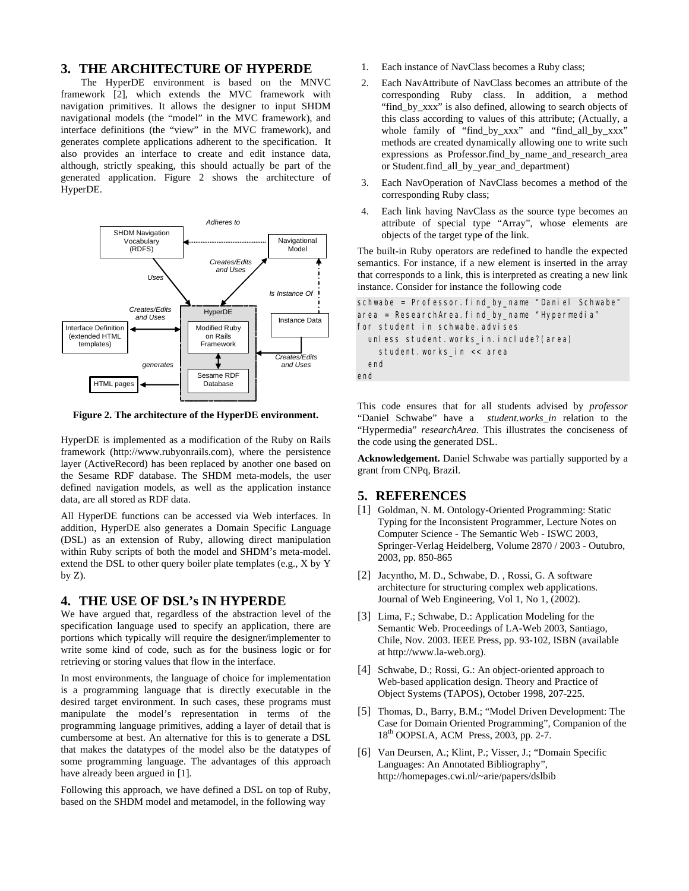## 3. THE ARCHITECTURE OF HYPERDE

The HyperDE environment is based on the MNVC framework [2], which extends the MVC framework with navigation primitives. It allows the designer to input SHDM navigational models (the "model" in the MVC framework), and interface definitions (the "view" in the MVC framework), and generates complete applications adherent to the specification. It also provides an interface to create and edit instance data, although, strictly speaking, this should actually be part of the generated application. Figure 2 shows the architecture of HyperDE.

Adheres to
SHDM Navigation Vocabulary (RDFS)
Navigational Model
Creates/Edits and Uses
Uses
Is Instance Of
Creates/Edits and Uses
HyperDE
Instance Data
Interface Definition (extended HTML templates)
Modified Ruby on Rails Framework
Creates/Edits and Uses
generates
Sesame RDF Database
HTML pages

**Figure 2. The architecture of the HyperDE environment.**

HyperDE is implemented as a modification of the Ruby on Rails framework (http://www.rubyonrails.com), where the persistence layer (ActiveRecord) has been replaced by another one based on the Sesame RDF database. The SHDM meta-models, the user defined navigation models, as well as the application instance data, are all stored as RDF data.

All HyperDE functions can be accessed via Web interfaces. In addition, HyperDE also generates a Domain Specific Language (DSL) as an extension of Ruby, allowing direct manipulation within Ruby scripts of both the model and SHDM's meta-model. extend the DSL to other query boiler plate templates (e.g., X by Y by Z).

## 4. THE USE OF DSL's IN HYPERDE

We have argued that, regardless of the abstraction level of the specification language used to specify an application, there are portions which typically will require the designer/implementer to write some kind of code, such as for the business logic or for retrieving or storing values that flow in the interface.

In most environments, the language of choice for implementation is a programming language that is directly executable in the desired target environment. In such cases, these programs must manipulate the model's representation in terms of the programming language primitives, adding a layer of detail that is cumbersome at best. An alternative for this is to generate a DSL that makes the datatypes of the model also be the datatypes of some programming language. The advantages of this approach have already been argued in [1].

Following this approach, we have defined a DSL on top of Ruby, based on the SHDM model and metamodel, in the following way

1. Each instance of NavClass becomes a Ruby class;
2. Each NavAttribute of NavClass becomes an attribute of the corresponding Ruby class. In addition, a method "find_by_xxx" is also defined, allowing to search objects of this class according to values of this attribute; (Actually, a whole family of "find_by_xxx" and "find_all_by_xxx" methods are created dynamically allowing one to write such expressions as Professor.find_by_name_and_research_area or Student.find_all_by_year_and_department)
3. Each NavOperation of NavClass becomes a method of the corresponding Ruby class;
4. Each link having NavClass as the source type becomes an attribute of special type "Array", whose elements are objects of the target type of the link.

The built-in Ruby operators are redefined to handle the expected semantics. For instance, if a new element is inserted in the array that corresponds to a link, this is interpreted as creating a new link instance. Consider for instance the following code

```
schwabe = Professor.find_by_name "Daniel Schwabe"
area = ResearchArea.find_by_name "Hypermedia"
for student in schwabe.advises
  unless student.works_in.include?(area)
    student.works_in << area
  end
end
```

This code ensures that for all students advised by *professor* "Daniel Schwabe" have a *student.works_in* relation to the "Hypermedia" *researchArea*. This illustrates the conciseness of the code using the generated DSL.

**Acknowledgement.** Daniel Schwabe was partially supported by a grant from CNPq, Brazil.

## 5. REFERENCES

[1] Goldman, N. M. Ontology-Oriented Programming: Static Typing for the Inconsistent Programmer, Lecture Notes on Computer Science - The Semantic Web - ISWC 2003, Springer-Verlag Heidelberg, Volume 2870 / 2003 - Outubro, 2003, pp. 850-865

[2] Jacyntho, M. D., Schwabe, D. , Rossi, G. A software architecture for structuring complex web applications. Journal of Web Engineering, Vol 1, No 1, (2002).

[3] Lima, F.; Schwabe, D.: Application Modeling for the Semantic Web. Proceedings of LA-Web 2003, Santiago, Chile, Nov. 2003. IEEE Press, pp. 93-102, ISBN (available at http://www.la-web.org).

[4] Schwabe, D.; Rossi, G.: An object-oriented approach to Web-based application design. Theory and Practice of Object Systems (TAPOS), October 1998, 207-225.

[5] Thomas, D., Barry, B.M.; "Model Driven Development: The Case for Domain Oriented Programming", Companion of the 18th OOPSLA, ACM Press, 2003, pp. 2-7.

[6] Van Deursen, A.; Klint, P.; Visser, J.; "Domain Specific Languages: An Annotated Bibliography", http://homepages.cwi.nl/~arie/papers/dslbib